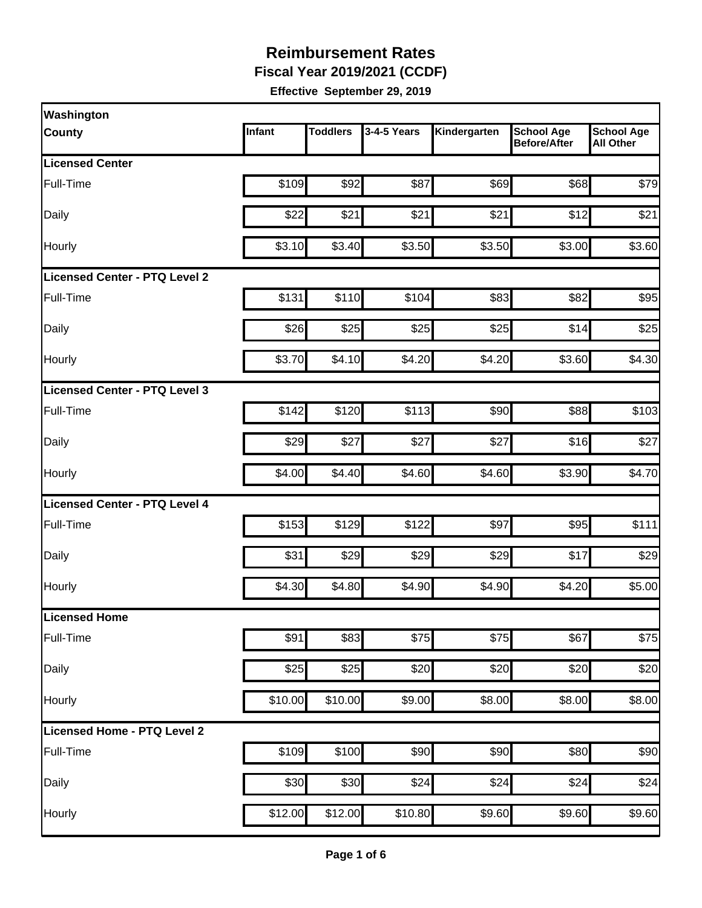# Reimbursement Rates

**Fiscal Year 2019/2021 (CCDF)**

**Effective September 29, 2019**

| Washington County | Infant | Toddlers | 3-4-5 Years | Kindergarten | School Age Before/After | School Age All Other |
|---|---|---|---|---|---|---|
| **Licensed Center** | | | | | | |
| Full-Time | $109 | $92 | $87 | $69 | $68 | $79 |
| Daily | $22 | $21 | $21 | $21 | $12 | $21 |
| Hourly | $3.10 | $3.40 | $3.50 | $3.50 | $3.00 | $3.60 |
| **Licensed Center - PTQ Level 2** | | | | | | |
| Full-Time | $131 | $110 | $104 | $83 | $82 | $95 |
| Daily | $26 | $25 | $25 | $25 | $14 | $25 |
| Hourly | $3.70 | $4.10 | $4.20 | $4.20 | $3.60 | $4.30 |
| **Licensed Center - PTQ Level 3** | | | | | | |
| Full-Time | $142 | $120 | $113 | $90 | $88 | $103 |
| Daily | $29 | $27 | $27 | $27 | $16 | $27 |
| Hourly | $4.00 | $4.40 | $4.60 | $4.60 | $3.90 | $4.70 |
| **Licensed Center - PTQ Level 4** | | | | | | |
| Full-Time | $153 | $129 | $122 | $97 | $95 | $111 |
| Daily | $31 | $29 | $29 | $29 | $17 | $29 |
| Hourly | $4.30 | $4.80 | $4.90 | $4.90 | $4.20 | $5.00 |
| **Licensed Home** | | | | | | |
| Full-Time | $91 | $83 | $75 | $75 | $67 | $75 |
| Daily | $25 | $25 | $20 | $20 | $20 | $20 |
| Hourly | $10.00 | $10.00 | $9.00 | $8.00 | $8.00 | $8.00 |
| **Licensed Home - PTQ Level 2** | | | | | | |
| Full-Time | $109 | $100 | $90 | $90 | $80 | $90 |
| Daily | $30 | $30 | $24 | $24 | $24 | $24 |
| Hourly | $12.00 | $12.00 | $10.80 | $9.60 | $9.60 | $9.60 |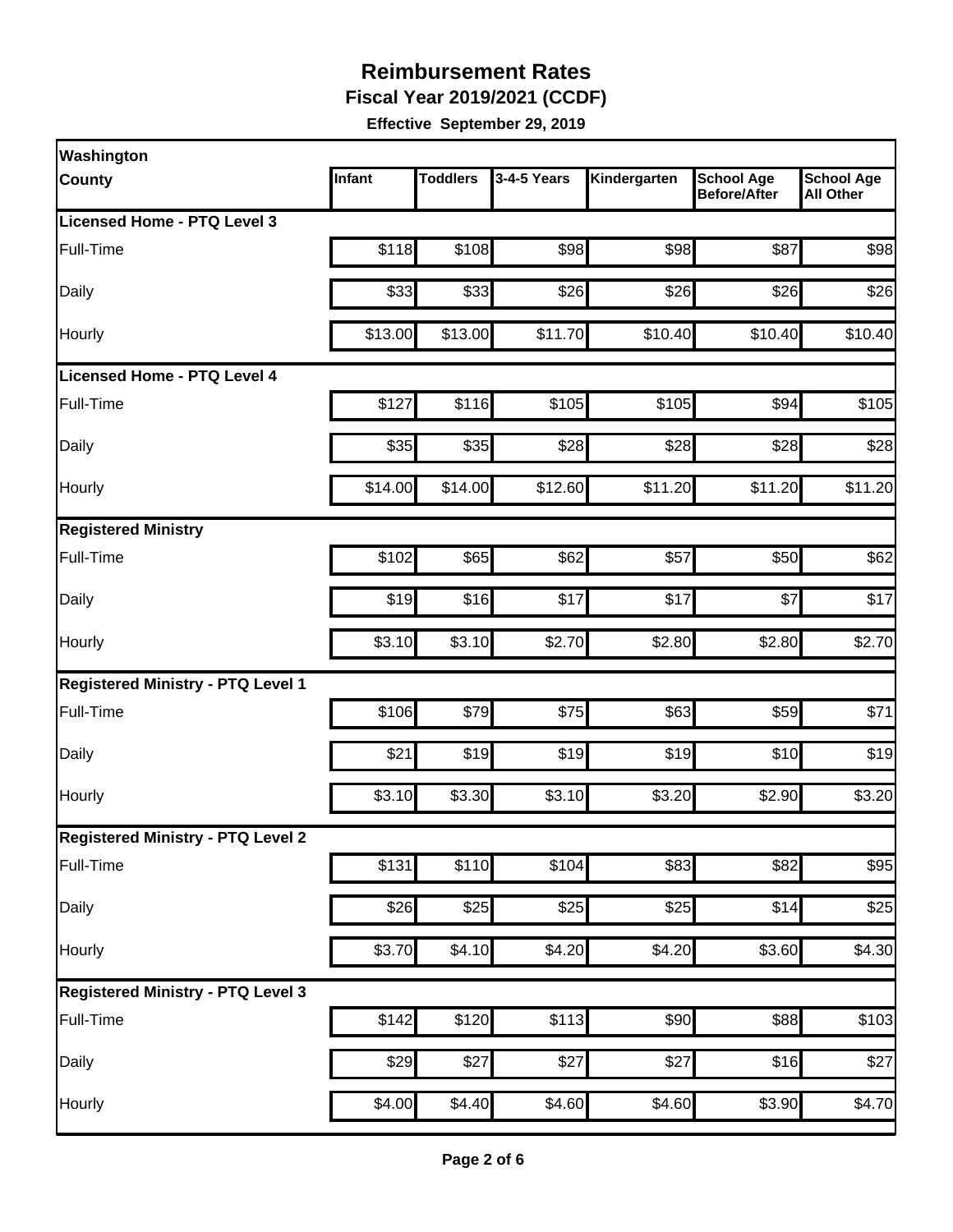# Reimbursement Rates

**Fiscal Year 2019/2021 (CCDF)**

**Effective September 29, 2019**

| Washington County | Infant | Toddlers | 3-4-5 Years | Kindergarten | School Age Before/After | School Age All Other |
|---|---|---|---|---|---|---|
| **Licensed Home - PTQ Level 3** | | | | | | |
| Full-Time | $118 | $108 | $98 | $98 | $87 | $98 |
| Daily | $33 | $33 | $26 | $26 | $26 | $26 |
| Hourly | $13.00 | $13.00 | $11.70 | $10.40 | $10.40 | $10.40 |
| **Licensed Home - PTQ Level 4** | | | | | | |
| Full-Time | $127 | $116 | $105 | $105 | $94 | $105 |
| Daily | $35 | $35 | $28 | $28 | $28 | $28 |
| Hourly | $14.00 | $14.00 | $12.60 | $11.20 | $11.20 | $11.20 |
| **Registered Ministry** | | | | | | |
| Full-Time | $102 | $65 | $62 | $57 | $50 | $62 |
| Daily | $19 | $16 | $17 | $17 | $7 | $17 |
| Hourly | $3.10 | $3.10 | $2.70 | $2.80 | $2.80 | $2.70 |
| **Registered Ministry - PTQ Level 1** | | | | | | |
| Full-Time | $106 | $79 | $75 | $63 | $59 | $71 |
| Daily | $21 | $19 | $19 | $19 | $10 | $19 |
| Hourly | $3.10 | $3.30 | $3.10 | $3.20 | $2.90 | $3.20 |
| **Registered Ministry - PTQ Level 2** | | | | | | |
| Full-Time | $131 | $110 | $104 | $83 | $82 | $95 |
| Daily | $26 | $25 | $25 | $25 | $14 | $25 |
| Hourly | $3.70 | $4.10 | $4.20 | $4.20 | $3.60 | $4.30 |
| **Registered Ministry - PTQ Level 3** | | | | | | |
| Full-Time | $142 | $120 | $113 | $90 | $88 | $103 |
| Daily | $29 | $27 | $27 | $27 | $16 | $27 |
| Hourly | $4.00 | $4.40 | $4.60 | $4.60 | $3.90 | $4.70 |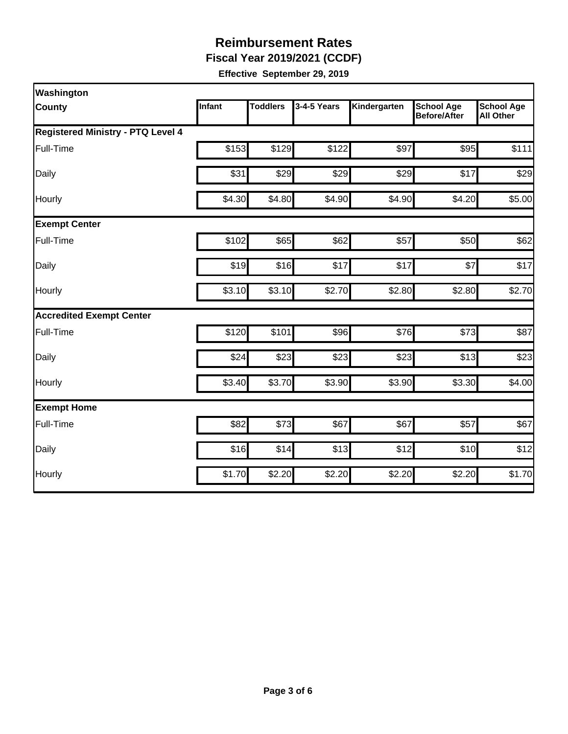# Reimbursement Rates

**Fiscal Year 2019/2021 (CCDF)**

**Effective September 29, 2019**

| Washington County | Infant | Toddlers | 3-4-5 Years | Kindergarten | School Age Before/After | School Age All Other |
|---|---|---|---|---|---|---|
| **Registered Ministry - PTQ Level 4** | | | | | | |
| Full-Time | $153 | $129 | $122 | $97 | $95 | $111 |
| Daily | $31 | $29 | $29 | $29 | $17 | $29 |
| Hourly | $4.30 | $4.80 | $4.90 | $4.90 | $4.20 | $5.00 |
| **Exempt Center** | | | | | | |
| Full-Time | $102 | $65 | $62 | $57 | $50 | $62 |
| Daily | $19 | $16 | $17 | $17 | $7 | $17 |
| Hourly | $3.10 | $3.10 | $2.70 | $2.80 | $2.80 | $2.70 |
| **Accredited Exempt Center** | | | | | | |
| Full-Time | $120 | $101 | $96 | $76 | $73 | $87 |
| Daily | $24 | $23 | $23 | $23 | $13 | $23 |
| Hourly | $3.40 | $3.70 | $3.90 | $3.90 | $3.30 | $4.00 |
| **Exempt Home** | | | | | | |
| Full-Time | $82 | $73 | $67 | $67 | $57 | $67 |
| Daily | $16 | $14 | $13 | $12 | $10 | $12 |
| Hourly | $1.70 | $2.20 | $2.20 | $2.20 | $2.20 | $1.70 |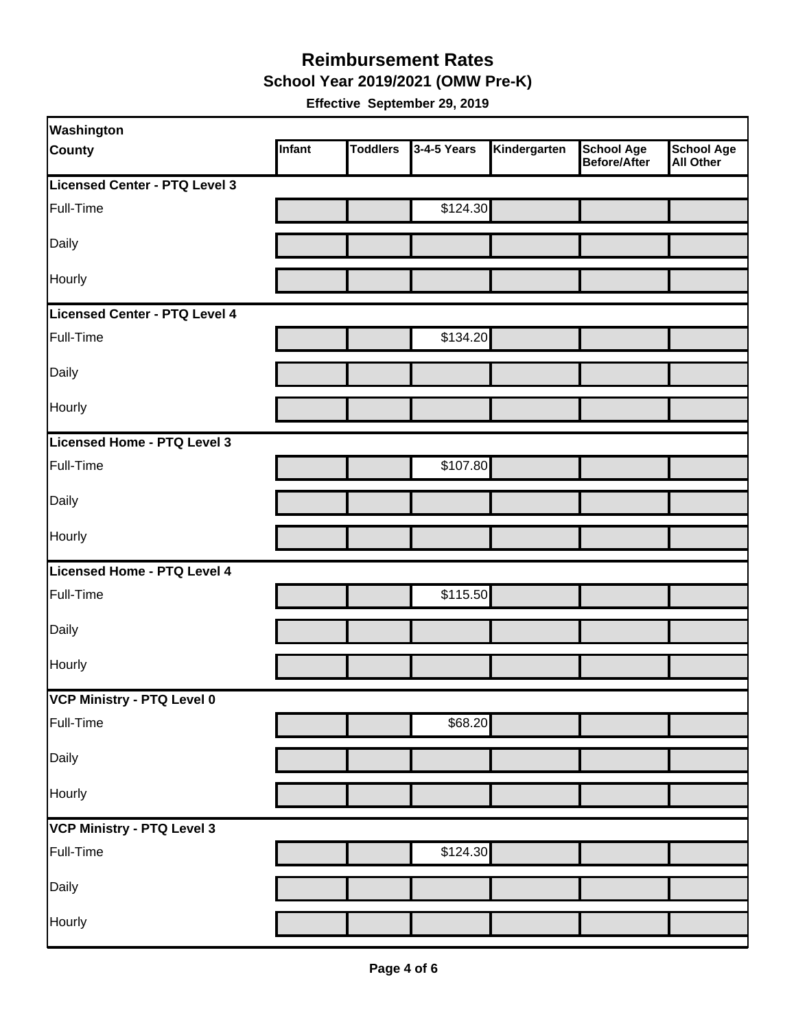# Reimbursement Rates

## School Year 2019/2021 (OMW Pre-K)

**Effective September 29, 2019**

| Washington County | Infant | Toddlers | 3-4-5 Years | Kindergarten | School Age Before/After | School Age All Other |
|---|---|---|---|---|---|---|
| **Licensed Center - PTQ Level 3** | | | | | | |
| Full-Time | | | $124.30 | | | |
| Daily | | | | | | |
| Hourly | | | | | | |
| **Licensed Center - PTQ Level 4** | | | | | | |
| Full-Time | | | $134.20 | | | |
| Daily | | | | | | |
| Hourly | | | | | | |
| **Licensed Home - PTQ Level 3** | | | | | | |
| Full-Time | | | $107.80 | | | |
| Daily | | | | | | |
| Hourly | | | | | | |
| **Licensed Home - PTQ Level 4** | | | | | | |
| Full-Time | | | $115.50 | | | |
| Daily | | | | | | |
| Hourly | | | | | | |
| **VCP Ministry - PTQ Level 0** | | | | | | |
| Full-Time | | | $68.20 | | | |
| Daily | | | | | | |
| Hourly | | | | | | |
| **VCP Ministry - PTQ Level 3** | | | | | | |
| Full-Time | | | $124.30 | | | |
| Daily | | | | | | |
| Hourly | | | | | | |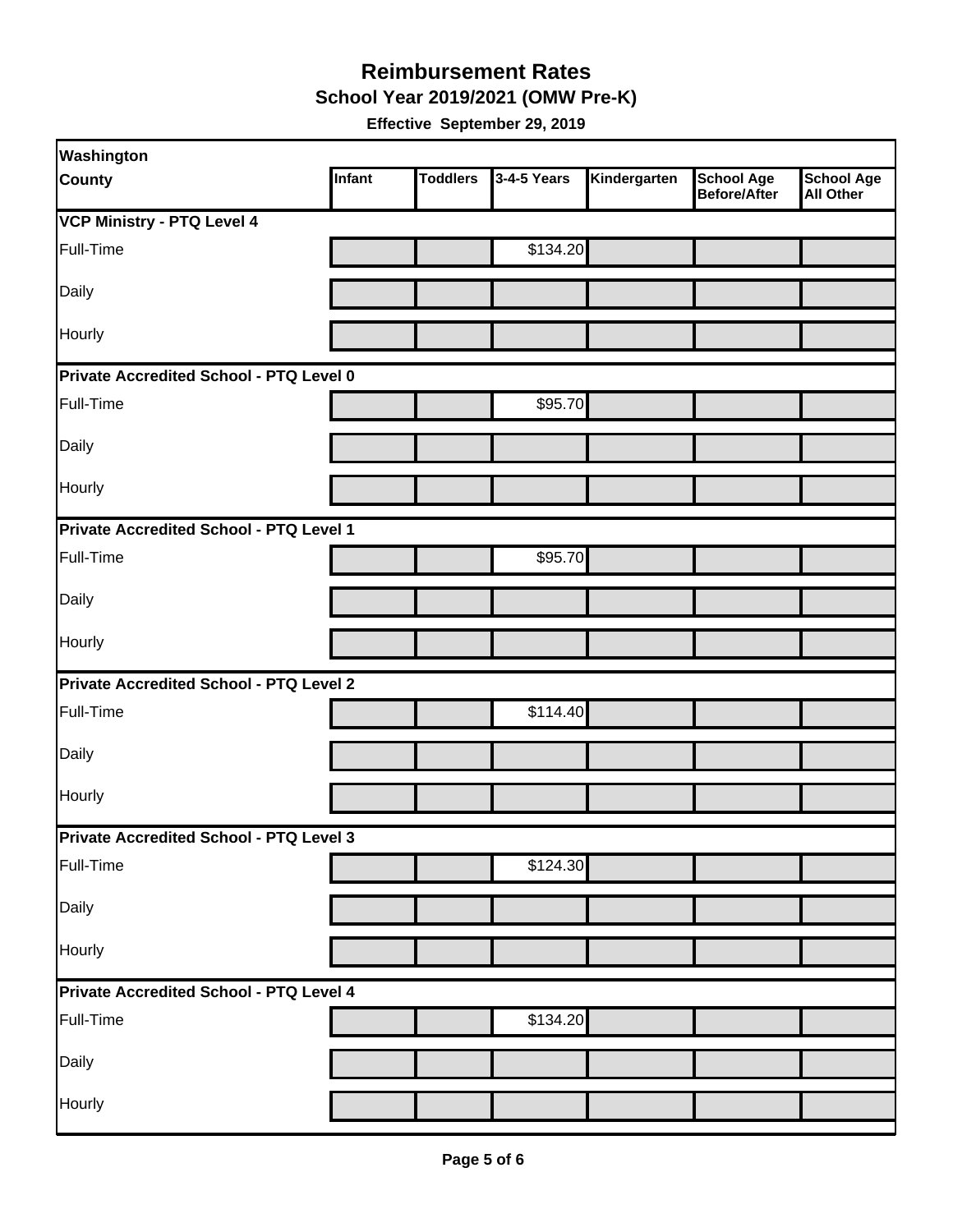# Reimbursement Rates

## School Year 2019/2021 (OMW Pre-K)

**Effective September 29, 2019**

| Washington County | Infant | Toddlers | 3-4-5 Years | Kindergarten | School Age Before/After | School Age All Other |
|---|---|---|---|---|---|---|
| **VCP Ministry - PTQ Level 4** | | | | | | |
| Full-Time | | | $134.20 | | | |
| Daily | | | | | | |
| Hourly | | | | | | |
| **Private Accredited School - PTQ Level 0** | | | | | | |
| Full-Time | | | $95.70 | | | |
| Daily | | | | | | |
| Hourly | | | | | | |
| **Private Accredited School - PTQ Level 1** | | | | | | |
| Full-Time | | | $95.70 | | | |
| Daily | | | | | | |
| Hourly | | | | | | |
| **Private Accredited School - PTQ Level 2** | | | | | | |
| Full-Time | | | $114.40 | | | |
| Daily | | | | | | |
| Hourly | | | | | | |
| **Private Accredited School - PTQ Level 3** | | | | | | |
| Full-Time | | | $124.30 | | | |
| Daily | | | | | | |
| Hourly | | | | | | |
| **Private Accredited School - PTQ Level 4** | | | | | | |
| Full-Time | | | $134.20 | | | |
| Daily | | | | | | |
| Hourly | | | | | | |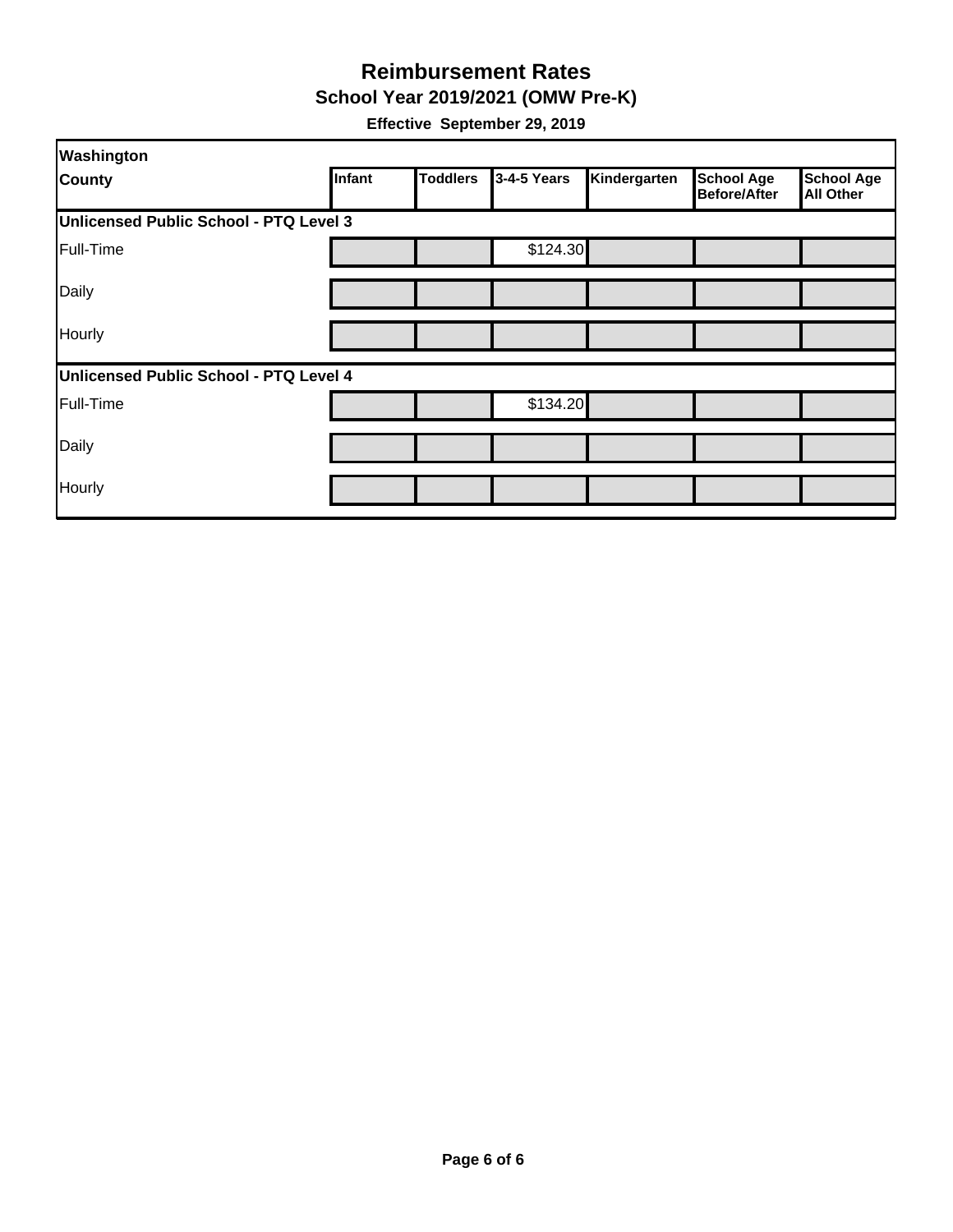# Reimbursement Rates

## School Year 2019/2021 (OMW Pre-K)

**Effective September 29, 2019**

| Washington County | Infant | Toddlers | 3-4-5 Years | Kindergarten | School Age Before/After | School Age All Other |
|---|---|---|---|---|---|---|
| **Unlicensed Public School - PTQ Level 3** | | | | | | |
| Full-Time | | | $124.30 | | | |
| Daily | | | | | | |
| Hourly | | | | | | |
| **Unlicensed Public School - PTQ Level 4** | | | | | | |
| Full-Time | | | $134.20 | | | |
| Daily | | | | | | |
| Hourly | | | | | | |